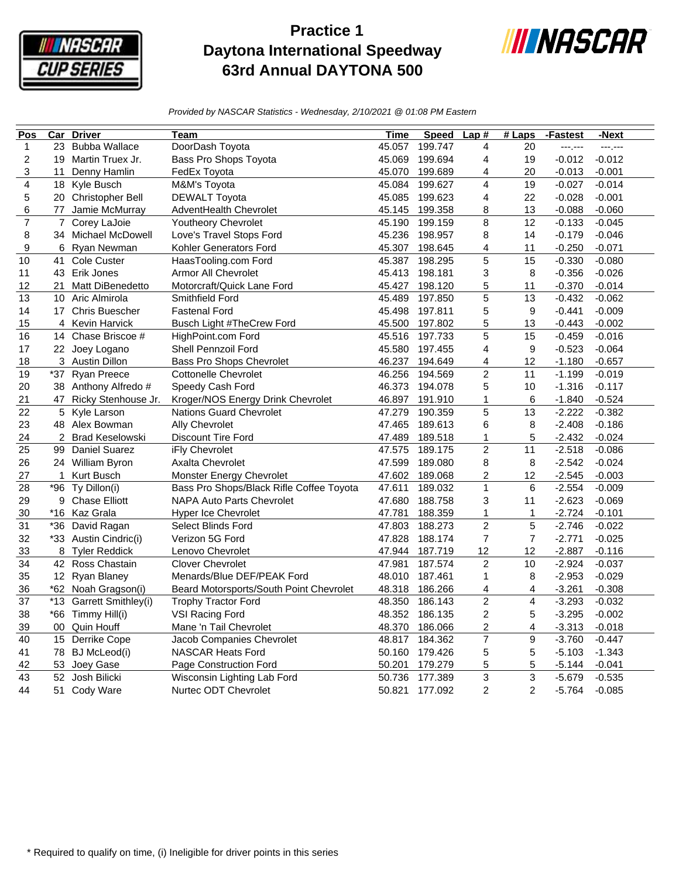# Practice 1
# Daytona International Speedway
# 63rd Annual DAYTONA 500

*Provided by NASCAR Statistics - Wednesday, 2/10/2021 @ 01:08 PM Eastern*

| Pos | Car | Driver | Team | Time | Speed | Lap # | # Laps | -Fastest | -Next |
|---|---|---|---|---|---|---|---|---|---|
| 1 | 23 | Bubba Wallace | DoorDash Toyota | 45.057 | 199.747 | 4 | 20 | ---.--- | ---.--- |
| 2 | 19 | Martin Truex Jr. | Bass Pro Shops Toyota | 45.069 | 199.694 | 4 | 19 | -0.012 | -0.012 |
| 3 | 11 | Denny Hamlin | FedEx Toyota | 45.070 | 199.689 | 4 | 20 | -0.013 | -0.001 |
| 4 | 18 | Kyle Busch | M&M's Toyota | 45.084 | 199.627 | 4 | 19 | -0.027 | -0.014 |
| 5 | 20 | Christopher Bell | DEWALT Toyota | 45.085 | 199.623 | 4 | 22 | -0.028 | -0.001 |
| 6 | 77 | Jamie McMurray | AdventHealth Chevrolet | 45.145 | 199.358 | 8 | 13 | -0.088 | -0.060 |
| 7 | 7 | Corey LaJoie | Youtheory Chevrolet | 45.190 | 199.159 | 8 | 12 | -0.133 | -0.045 |
| 8 | 34 | Michael McDowell | Love's Travel Stops Ford | 45.236 | 198.957 | 8 | 14 | -0.179 | -0.046 |
| 9 | 6 | Ryan Newman | Kohler Generators Ford | 45.307 | 198.645 | 4 | 11 | -0.250 | -0.071 |
| 10 | 41 | Cole Custer | HaasTooling.com Ford | 45.387 | 198.295 | 5 | 15 | -0.330 | -0.080 |
| 11 | 43 | Erik Jones | Armor All Chevrolet | 45.413 | 198.181 | 3 | 8 | -0.356 | -0.026 |
| 12 | 21 | Matt DiBenedetto | Motorcraft/Quick Lane Ford | 45.427 | 198.120 | 5 | 11 | -0.370 | -0.014 |
| 13 | 10 | Aric Almirola | Smithfield Ford | 45.489 | 197.850 | 5 | 13 | -0.432 | -0.062 |
| 14 | 17 | Chris Buescher | Fastenal Ford | 45.498 | 197.811 | 5 | 9 | -0.441 | -0.009 |
| 15 | 4 | Kevin Harvick | Busch Light #TheCrew Ford | 45.500 | 197.802 | 5 | 13 | -0.443 | -0.002 |
| 16 | 14 | Chase Briscoe # | HighPoint.com Ford | 45.516 | 197.733 | 5 | 15 | -0.459 | -0.016 |
| 17 | 22 | Joey Logano | Shell Pennzoil Ford | 45.580 | 197.455 | 4 | 9 | -0.523 | -0.064 |
| 18 | 3 | Austin Dillon | Bass Pro Shops Chevrolet | 46.237 | 194.649 | 4 | 12 | -1.180 | -0.657 |
| 19 | *37 | Ryan Preece | Cottonelle Chevrolet | 46.256 | 194.569 | 2 | 11 | -1.199 | -0.019 |
| 20 | 38 | Anthony Alfredo # | Speedy Cash Ford | 46.373 | 194.078 | 5 | 10 | -1.316 | -0.117 |
| 21 | 47 | Ricky Stenhouse Jr. | Kroger/NOS Energy Drink Chevrolet | 46.897 | 191.910 | 1 | 6 | -1.840 | -0.524 |
| 22 | 5 | Kyle Larson | Nations Guard Chevrolet | 47.279 | 190.359 | 5 | 13 | -2.222 | -0.382 |
| 23 | 48 | Alex Bowman | Ally Chevrolet | 47.465 | 189.613 | 6 | 8 | -2.408 | -0.186 |
| 24 | 2 | Brad Keselowski | Discount Tire Ford | 47.489 | 189.518 | 1 | 5 | -2.432 | -0.024 |
| 25 | 99 | Daniel Suarez | iFly Chevrolet | 47.575 | 189.175 | 2 | 11 | -2.518 | -0.086 |
| 26 | 24 | William Byron | Axalta Chevrolet | 47.599 | 189.080 | 8 | 8 | -2.542 | -0.024 |
| 27 | 1 | Kurt Busch | Monster Energy Chevrolet | 47.602 | 189.068 | 2 | 12 | -2.545 | -0.003 |
| 28 | *96 | Ty Dillon(i) | Bass Pro Shops/Black Rifle Coffee Toyota | 47.611 | 189.032 | 1 | 6 | -2.554 | -0.009 |
| 29 | 9 | Chase Elliott | NAPA Auto Parts Chevrolet | 47.680 | 188.758 | 3 | 11 | -2.623 | -0.069 |
| 30 | *16 | Kaz Grala | Hyper Ice Chevrolet | 47.781 | 188.359 | 1 | 1 | -2.724 | -0.101 |
| 31 | *36 | David Ragan | Select Blinds Ford | 47.803 | 188.273 | 2 | 5 | -2.746 | -0.022 |
| 32 | *33 | Austin Cindric(i) | Verizon 5G Ford | 47.828 | 188.174 | 7 | 7 | -2.771 | -0.025 |
| 33 | 8 | Tyler Reddick | Lenovo Chevrolet | 47.944 | 187.719 | 12 | 12 | -2.887 | -0.116 |
| 34 | 42 | Ross Chastain | Clover Chevrolet | 47.981 | 187.574 | 2 | 10 | -2.924 | -0.037 |
| 35 | 12 | Ryan Blaney | Menards/Blue DEF/PEAK Ford | 48.010 | 187.461 | 1 | 8 | -2.953 | -0.029 |
| 36 | *62 | Noah Gragson(i) | Beard Motorsports/South Point Chevrolet | 48.318 | 186.266 | 4 | 4 | -3.261 | -0.308 |
| 37 | *13 | Garrett Smithley(i) | Trophy Tractor Ford | 48.350 | 186.143 | 2 | 4 | -3.293 | -0.032 |
| 38 | *66 | Timmy Hill(i) | VSI Racing Ford | 48.352 | 186.135 | 2 | 5 | -3.295 | -0.002 |
| 39 | 00 | Quin Houff | Mane 'n Tail Chevrolet | 48.370 | 186.066 | 2 | 4 | -3.313 | -0.018 |
| 40 | 15 | Derrike Cope | Jacob Companies Chevrolet | 48.817 | 184.362 | 7 | 9 | -3.760 | -0.447 |
| 41 | 78 | BJ McLeod(i) | NASCAR Heats Ford | 50.160 | 179.426 | 5 | 5 | -5.103 | -1.343 |
| 42 | 53 | Joey Gase | Page Construction Ford | 50.201 | 179.279 | 5 | 5 | -5.144 | -0.041 |
| 43 | 52 | Josh Bilicki | Wisconsin Lighting Lab Ford | 50.736 | 177.389 | 3 | 3 | -5.679 | -0.535 |
| 44 | 51 | Cody Ware | Nurtec ODT Chevrolet | 50.821 | 177.092 | 2 | 2 | -5.764 | -0.085 |

\* Required to qualify on time, (i) Ineligible for driver points in this series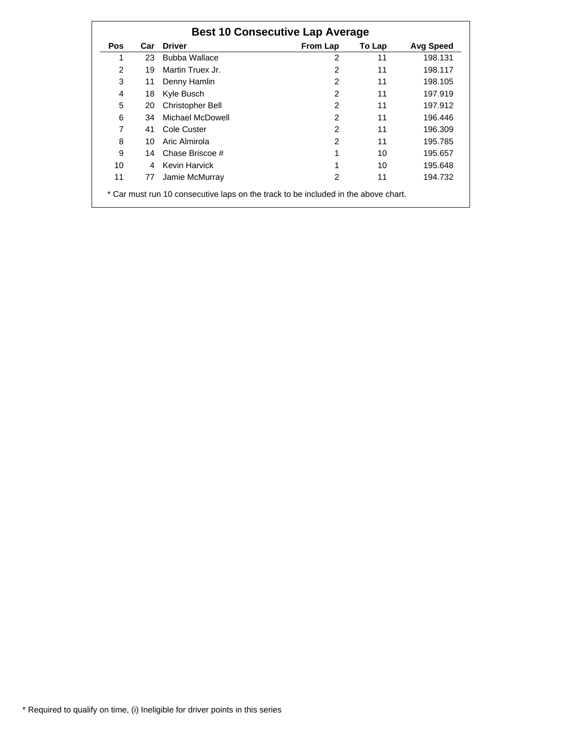## Best 10 Consecutive Lap Average

| Pos | Car | Driver | From Lap | To Lap | Avg Speed |
|---|---|---|---|---|---|
| 1 | 23 | Bubba Wallace | 2 | 11 | 198.131 |
| 2 | 19 | Martin Truex Jr. | 2 | 11 | 198.117 |
| 3 | 11 | Denny Hamlin | 2 | 11 | 198.105 |
| 4 | 18 | Kyle Busch | 2 | 11 | 197.919 |
| 5 | 20 | Christopher Bell | 2 | 11 | 197.912 |
| 6 | 34 | Michael McDowell | 2 | 11 | 196.446 |
| 7 | 41 | Cole Custer | 2 | 11 | 196.309 |
| 8 | 10 | Aric Almirola | 2 | 11 | 195.785 |
| 9 | 14 | Chase Briscoe # | 1 | 10 | 195.657 |
| 10 | 4 | Kevin Harvick | 1 | 10 | 195.648 |
| 11 | 77 | Jamie McMurray | 2 | 11 | 194.732 |

* Car must run 10 consecutive laps on the track to be included in the above chart.

* Required to qualify on time, (i) Ineligible for driver points in this series